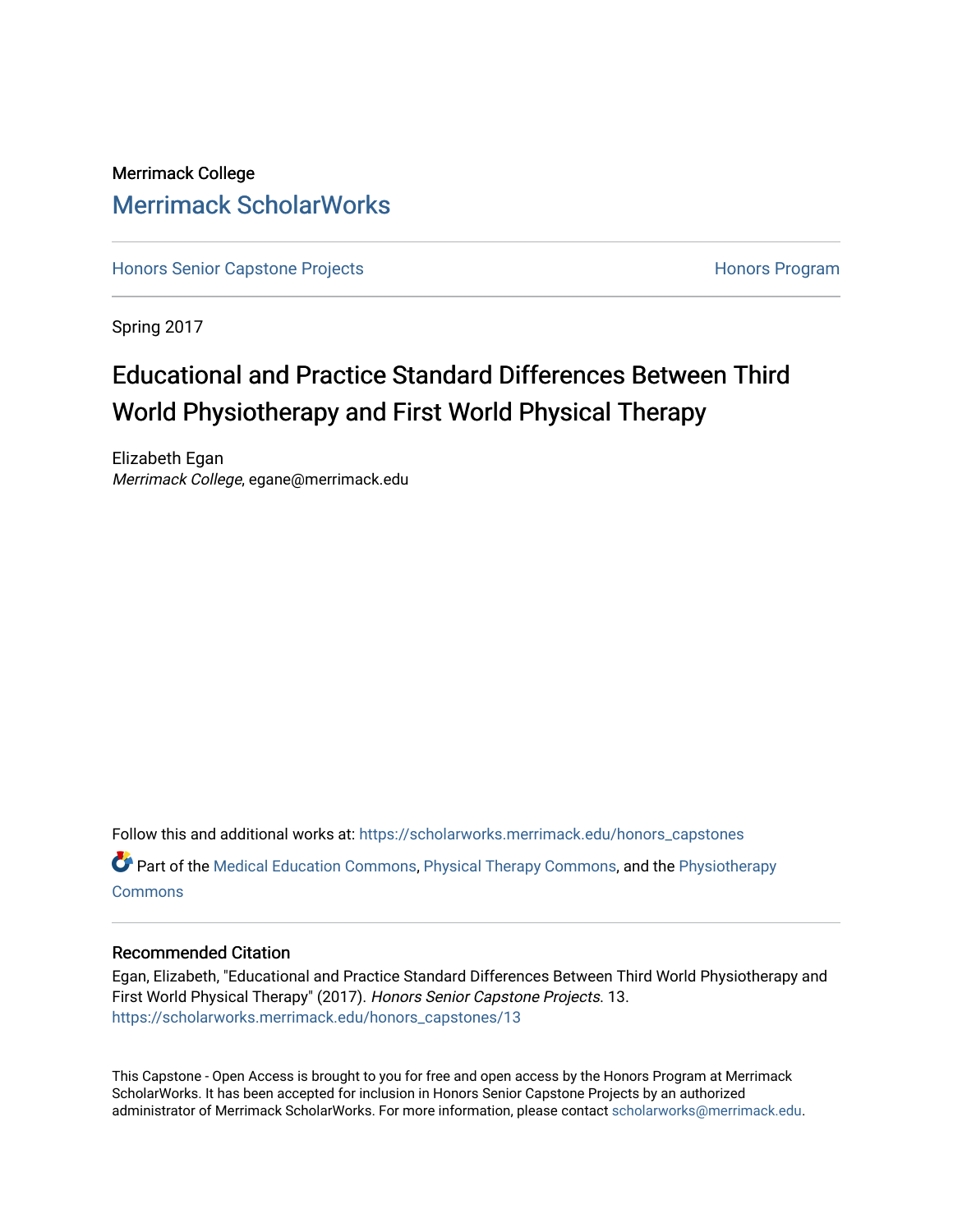Merrimack College

# Merrimack ScholarWorks

Honors Senior Capstone Projects | Honors Program

Spring 2017

## Educational and Practice Standard Differences Between Third World Physiotherapy and First World Physical Therapy

Elizabeth Egan

*Merrimack College*, egane@merrimack.edu

Follow this and additional works at: https://scholarworks.merrimack.edu/honors_capstones

Part of the Medical Education Commons, Physical Therapy Commons, and the Physiotherapy Commons

### Recommended Citation

Egan, Elizabeth, "Educational and Practice Standard Differences Between Third World Physiotherapy and First World Physical Therapy" (2017). *Honors Senior Capstone Projects*. 13.
https://scholarworks.merrimack.edu/honors_capstones/13

This Capstone - Open Access is brought to you for free and open access by the Honors Program at Merrimack ScholarWorks. It has been accepted for inclusion in Honors Senior Capstone Projects by an authorized administrator of Merrimack ScholarWorks. For more information, please contact scholarworks@merrimack.edu.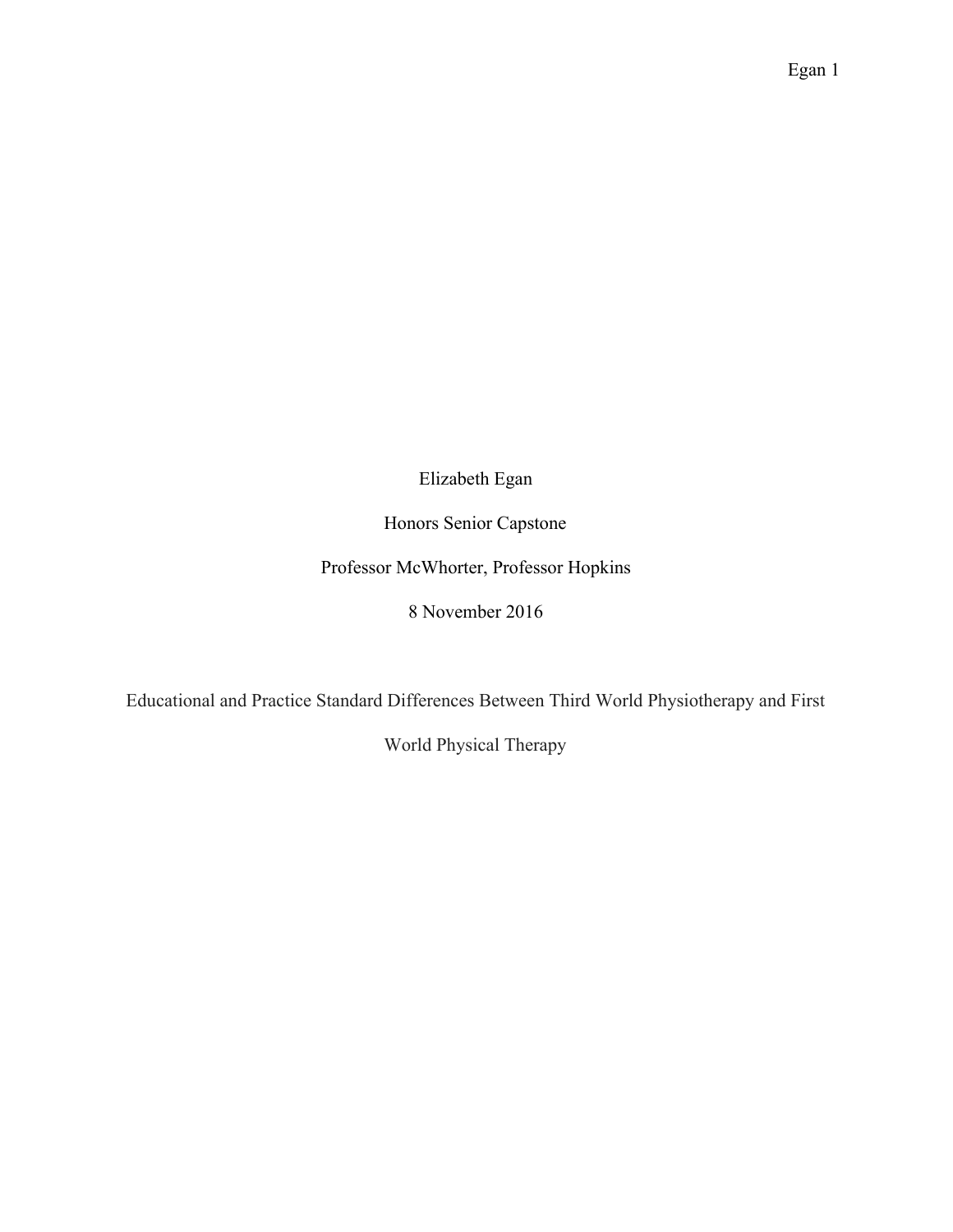Elizabeth Egan

Honors Senior Capstone

Professor McWhorter, Professor Hopkins

8 November 2016

# Educational and Practice Standard Differences Between Third World Physiotherapy and First World Physical Therapy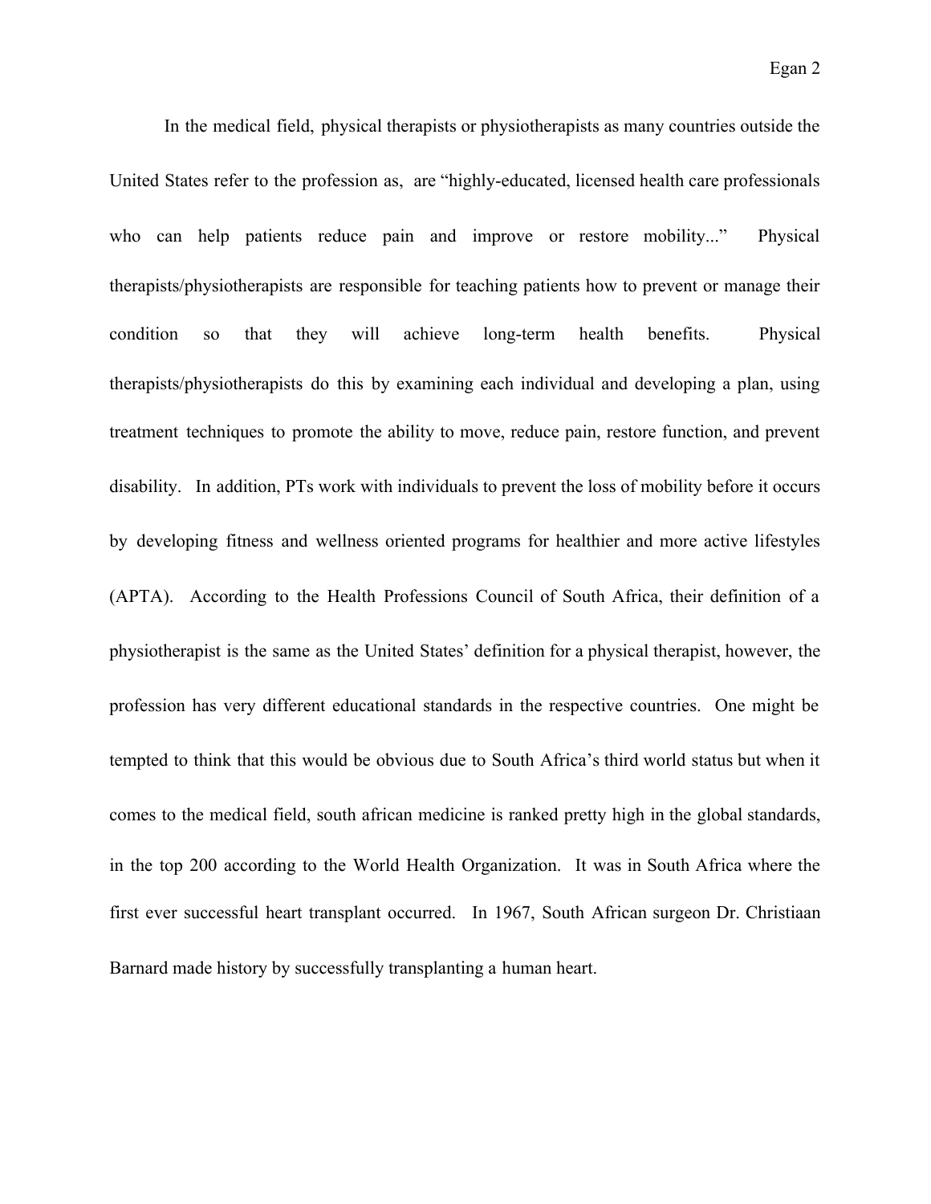In the medical field, physical therapists or physiotherapists as many countries outside the United States refer to the profession as, are "highly-educated, licensed health care professionals who can help patients reduce pain and improve or restore mobility..." Physical therapists/physiotherapists are responsible for teaching patients how to prevent or manage their condition so that they will achieve long-term health benefits. Physical therapists/physiotherapists do this by examining each individual and developing a plan, using treatment techniques to promote the ability to move, reduce pain, restore function, and prevent disability. In addition, PTs work with individuals to prevent the loss of mobility before it occurs by developing fitness and wellness oriented programs for healthier and more active lifestyles (APTA). According to the Health Professions Council of South Africa, their definition of a physiotherapist is the same as the United States' definition for a physical therapist, however, the profession has very different educational standards in the respective countries. One might be tempted to think that this would be obvious due to South Africa's third world status but when it comes to the medical field, south african medicine is ranked pretty high in the global standards, in the top 200 according to the World Health Organization. It was in South Africa where the first ever successful heart transplant occurred. In 1967, South African surgeon Dr. Christiaan Barnard made history by successfully transplanting a human heart.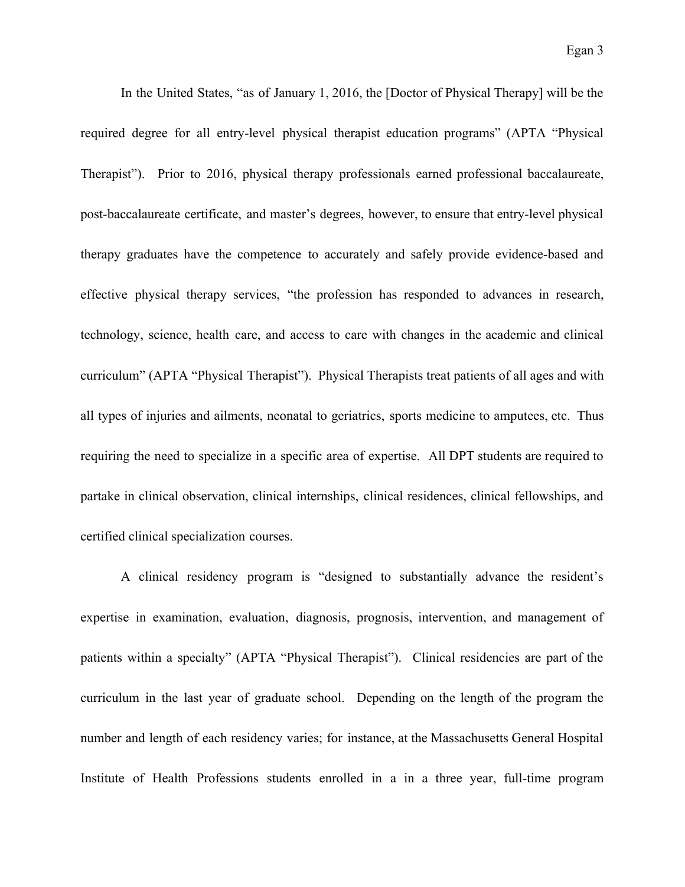In the United States, "as of January 1, 2016, the [Doctor of Physical Therapy] will be the required degree for all entry-level physical therapist education programs" (APTA "Physical Therapist"). Prior to 2016, physical therapy professionals earned professional baccalaureate, post-baccalaureate certificate, and master's degrees, however, to ensure that entry-level physical therapy graduates have the competence to accurately and safely provide evidence-based and effective physical therapy services, "the profession has responded to advances in research, technology, science, health care, and access to care with changes in the academic and clinical curriculum" (APTA "Physical Therapist"). Physical Therapists treat patients of all ages and with all types of injuries and ailments, neonatal to geriatrics, sports medicine to amputees, etc. Thus requiring the need to specialize in a specific area of expertise. All DPT students are required to partake in clinical observation, clinical internships, clinical residences, clinical fellowships, and certified clinical specialization courses.

A clinical residency program is "designed to substantially advance the resident's expertise in examination, evaluation, diagnosis, prognosis, intervention, and management of patients within a specialty" (APTA "Physical Therapist"). Clinical residencies are part of the curriculum in the last year of graduate school. Depending on the length of the program the number and length of each residency varies; for instance, at the Massachusetts General Hospital Institute of Health Professions students enrolled in a in a three year, full-time program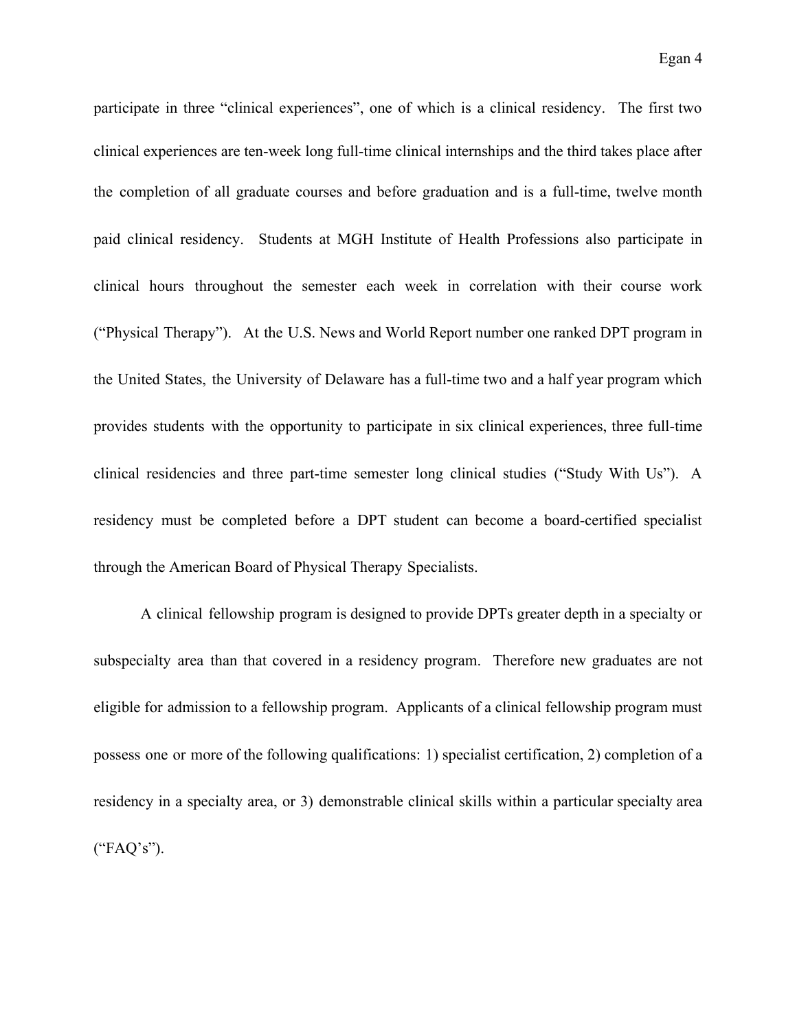participate in three “clinical experiences”, one of which is a clinical residency. The first two clinical experiences are ten-week long full-time clinical internships and the third takes place after the completion of all graduate courses and before graduation and is a full-time, twelve month paid clinical residency. Students at MGH Institute of Health Professions also participate in clinical hours throughout the semester each week in correlation with their course work (“Physical Therapy”). At the U.S. News and World Report number one ranked DPT program in the United States, the University of Delaware has a full-time two and a half year program which provides students with the opportunity to participate in six clinical experiences, three full-time clinical residencies and three part-time semester long clinical studies (“Study With Us”). A residency must be completed before a DPT student can become a board-certified specialist through the American Board of Physical Therapy Specialists.

A clinical fellowship program is designed to provide DPTs greater depth in a specialty or subspecialty area than that covered in a residency program. Therefore new graduates are not eligible for admission to a fellowship program. Applicants of a clinical fellowship program must possess one or more of the following qualifications: 1) specialist certification, 2) completion of a residency in a specialty area, or 3) demonstrable clinical skills within a particular specialty area (“FAQ’s”).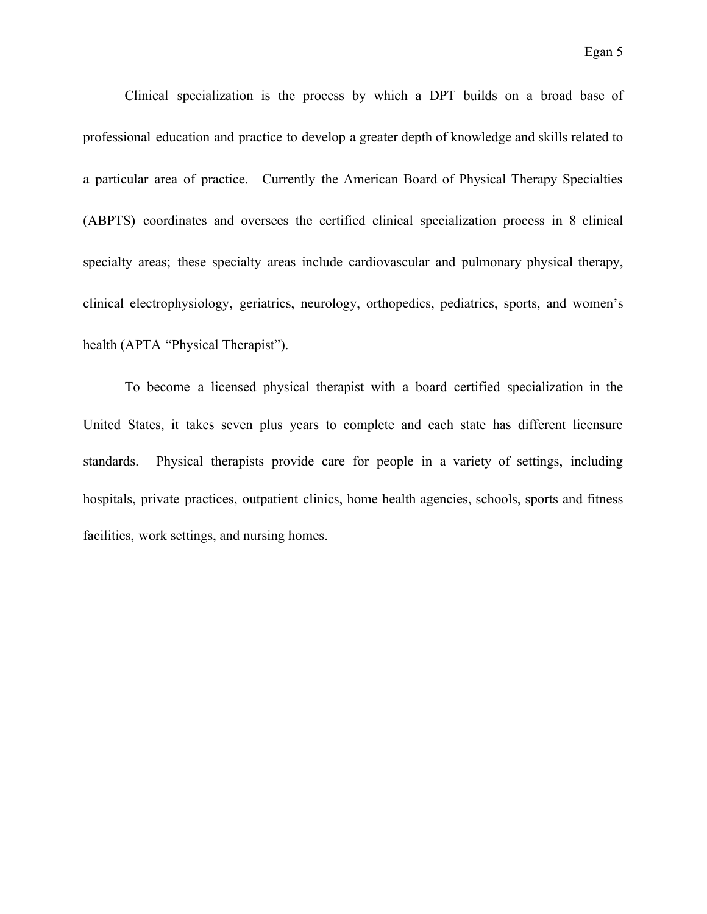Clinical specialization is the process by which a DPT builds on a broad base of professional education and practice to develop a greater depth of knowledge and skills related to a particular area of practice. Currently the American Board of Physical Therapy Specialties (ABPTS) coordinates and oversees the certified clinical specialization process in 8 clinical specialty areas; these specialty areas include cardiovascular and pulmonary physical therapy, clinical electrophysiology, geriatrics, neurology, orthopedics, pediatrics, sports, and women's health (APTA "Physical Therapist").

To become a licensed physical therapist with a board certified specialization in the United States, it takes seven plus years to complete and each state has different licensure standards. Physical therapists provide care for people in a variety of settings, including hospitals, private practices, outpatient clinics, home health agencies, schools, sports and fitness facilities, work settings, and nursing homes.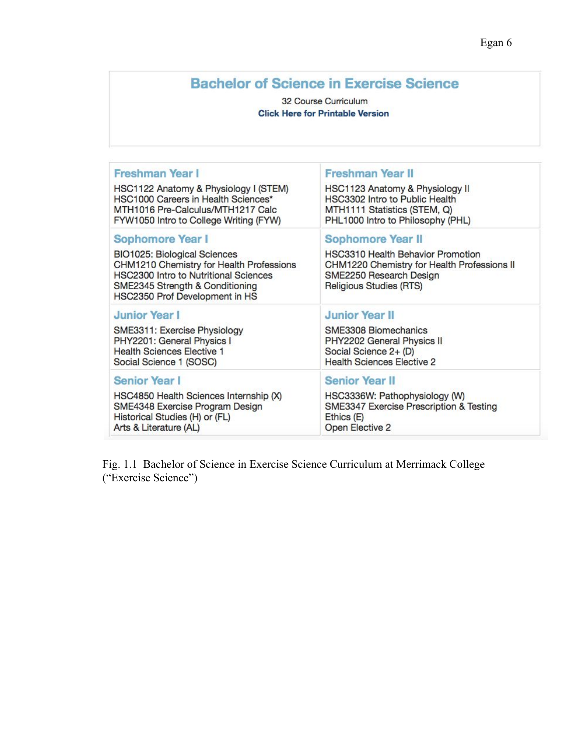## Bachelor of Science in Exercise Science

32 Course Curriculum

**Click Here for Printable Version**

| Freshman Year I | Freshman Year II |
|---|---|
| HSC1122 Anatomy & Physiology I (STEM)<br>HSC1000 Careers in Health Sciences*<br>MTH1016 Pre-Calculus/MTH1217 Calc<br>FYW1050 Intro to College Writing (FYW) | HSC1123 Anatomy & Physiology II<br>HSC3302 Intro to Public Health<br>MTH1111 Statistics (STEM, Q)<br>PHL1000 Intro to Philosophy (PHL) |
| **Sophomore Year I** | **Sophomore Year II** |
| BIO1025: Biological Sciences<br>CHM1210 Chemistry for Health Professions<br>HSC2300 Intro to Nutritional Sciences<br>SME2345 Strength & Conditioning<br>HSC2350 Prof Development in HS | HSC3310 Health Behavior Promotion<br>CHM1220 Chemistry for Health Professions II<br>SME2250 Research Design<br>Religious Studies (RTS) |
| **Junior Year I** | **Junior Year II** |
| SME3311: Exercise Physiology<br>PHY2201: General Physics I<br>Health Sciences Elective 1<br>Social Science 1 (SOSC) | SME3308 Biomechanics<br>PHY2202 General Physics II<br>Social Science 2+ (D)<br>Health Sciences Elective 2 |
| **Senior Year I** | **Senior Year II** |
| HSC4850 Health Sciences Internship (X)<br>SME4348 Exercise Program Design<br>Historical Studies (H) or (FL)<br>Arts & Literature (AL) | HSC3336W: Pathophysiology (W)<br>SME3347 Exercise Prescription & Testing<br>Ethics (E)<br>Open Elective 2 |

Fig. 1.1 Bachelor of Science in Exercise Science Curriculum at Merrimack College ("Exercise Science")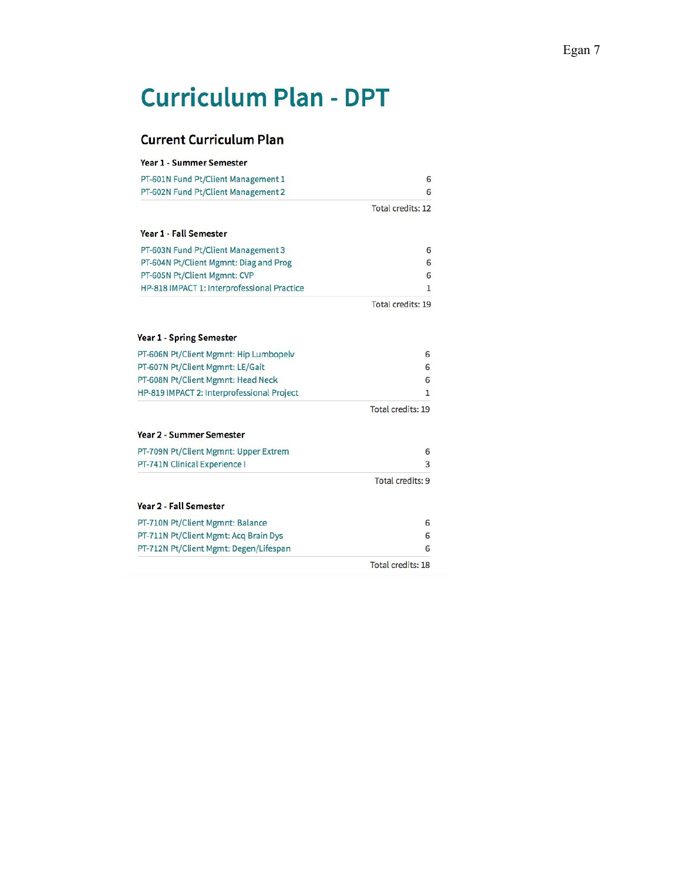# Curriculum Plan - DPT

## Current Curriculum Plan

### Year 1 - Summer Semester

| Course | Credits |
|---|---|
| PT-601N Fund Pt/Client Management 1 | 6 |
| PT-602N Fund Pt/Client Management 2 | 6 |
| | Total credits: 12 |

### Year 1 - Fall Semester

| Course | Credits |
|---|---|
| PT-603N Fund Pt/Client Management 3 | 6 |
| PT-604N Pt/Client Mgmnt: Diag and Prog | 6 |
| PT-605N Pt/Client Mgmnt: CVP | 6 |
| HP-818 IMPACT 1: Interprofessional Practice | 1 |
| | Total credits: 19 |

### Year 1 - Spring Semester

| Course | Credits |
|---|---|
| PT-606N Pt/Client Mgmnt: Hip Lumbopelv | 6 |
| PT-607N Pt/Client Mgmnt: LE/Gait | 6 |
| PT-608N Pt/Client Mgmnt: Head Neck | 6 |
| HP-819 IMPACT 2: Interprofessional Project | 1 |
| | Total credits: 19 |

### Year 2 - Summer Semester

| Course | Credits |
|---|---|
| PT-709N Pt/Client Mgmnt: Upper Extrem | 6 |
| PT-741N Clinical Experience I | 3 |
| | Total credits: 9 |

### Year 2 - Fall Semester

| Course | Credits |
|---|---|
| PT-710N Pt/Client Mgmnt: Balance | 6 |
| PT-711N Pt/Client Mgmt: Acq Brain Dys | 6 |
| PT-712N Pt/Client Mgmt: Degen/Lifespan | 6 |
| | Total credits: 18 |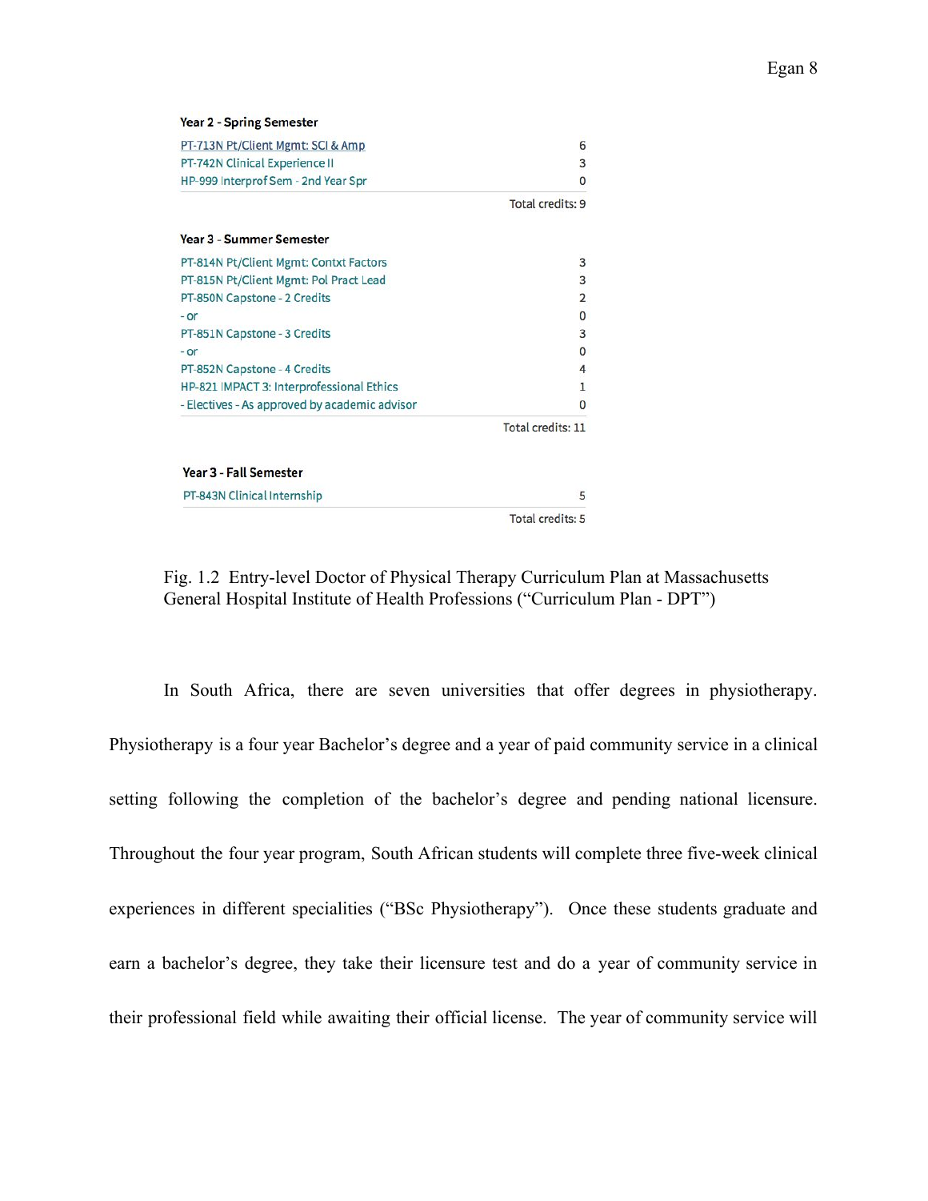| Year 2 - Spring Semester | |
|---|---|
| PT-713N Pt/Client Mgmt: SCI & Amp | 6 |
| PT-742N Clinical Experience II | 3 |
| HP-999 Interprof Sem - 2nd Year Spr | 0 |
| | Total credits: 9 |

| Year 3 - Summer Semester | |
|---|---|
| PT-814N Pt/Client Mgmt: Contxt Factors | 3 |
| PT-815N Pt/Client Mgmt: Pol Pract Lead | 3 |
| PT-850N Capstone - 2 Credits | 2 |
| - or | 0 |
| PT-851N Capstone - 3 Credits | 3 |
| - or | 0 |
| PT-852N Capstone - 4 Credits | 4 |
| HP-821 IMPACT 3: Interprofessional Ethics | 1 |
| - Electives - As approved by academic advisor | 0 |
| | Total credits: 11 |

| Year 3 - Fall Semester | |
|---|---|
| PT-843N Clinical Internship | 5 |
| | Total credits: 5 |

Fig. 1.2 Entry-level Doctor of Physical Therapy Curriculum Plan at Massachusetts General Hospital Institute of Health Professions ("Curriculum Plan - DPT")

In South Africa, there are seven universities that offer degrees in physiotherapy. Physiotherapy is a four year Bachelor's degree and a year of paid community service in a clinical setting following the completion of the bachelor's degree and pending national licensure. Throughout the four year program, South African students will complete three five-week clinical experiences in different specialities ("BSc Physiotherapy"). Once these students graduate and earn a bachelor's degree, they take their licensure test and do a year of community service in their professional field while awaiting their official license. The year of community service will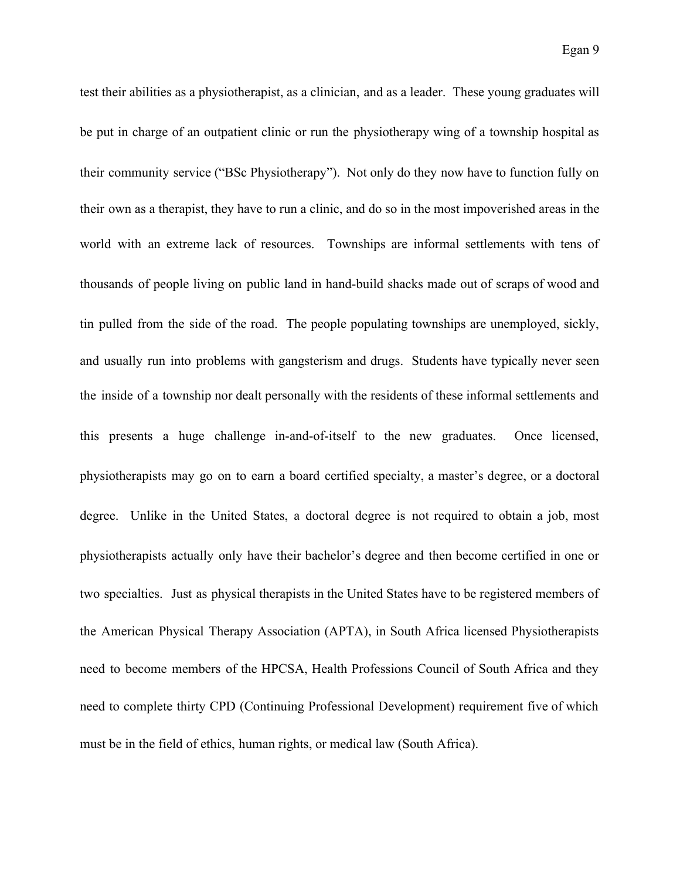test their abilities as a physiotherapist, as a clinician, and as a leader. These young graduates will be put in charge of an outpatient clinic or run the physiotherapy wing of a township hospital as their community service ("BSc Physiotherapy"). Not only do they now have to function fully on their own as a therapist, they have to run a clinic, and do so in the most impoverished areas in the world with an extreme lack of resources. Townships are informal settlements with tens of thousands of people living on public land in hand-build shacks made out of scraps of wood and tin pulled from the side of the road. The people populating townships are unemployed, sickly, and usually run into problems with gangsterism and drugs. Students have typically never seen the inside of a township nor dealt personally with the residents of these informal settlements and this presents a huge challenge in-and-of-itself to the new graduates. Once licensed, physiotherapists may go on to earn a board certified specialty, a master's degree, or a doctoral degree. Unlike in the United States, a doctoral degree is not required to obtain a job, most physiotherapists actually only have their bachelor's degree and then become certified in one or two specialties. Just as physical therapists in the United States have to be registered members of the American Physical Therapy Association (APTA), in South Africa licensed Physiotherapists need to become members of the HPCSA, Health Professions Council of South Africa and they need to complete thirty CPD (Continuing Professional Development) requirement five of which must be in the field of ethics, human rights, or medical law (South Africa).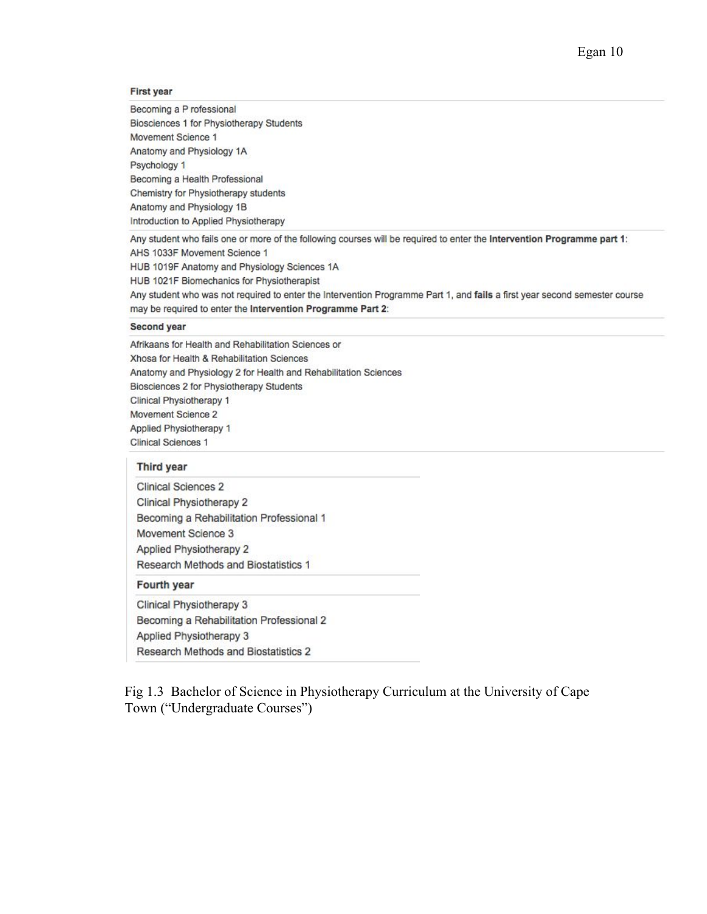**First year**

Becoming a P rofessional
Biosciences 1 for Physiotherapy Students
Movement Science 1
Anatomy and Physiology 1A
Psychology 1
Becoming a Health Professional
Chemistry for Physiotherapy students
Anatomy and Physiology 1B
Introduction to Applied Physiotherapy

Any student who fails one or more of the following courses will be required to enter the **Intervention Programme part 1**:
AHS 1033F Movement Science 1
HUB 1019F Anatomy and Physiology Sciences 1A
HUB 1021F Biomechanics for Physiotherapist
Any student who was not required to enter the Intervention Programme Part 1, and **fails** a first year second semester course may be required to enter the **Intervention Programme Part 2**:

**Second year**

Afrikaans for Health and Rehabilitation Sciences or
Xhosa for Health & Rehabilitation Sciences
Anatomy and Physiology 2 for Health and Rehabilitation Sciences
Biosciences 2 for Physiotherapy Students
Clinical Physiotherapy 1
Movement Science 2
Applied Physiotherapy 1
Clinical Sciences 1

**Third year**

Clinical Sciences 2
Clinical Physiotherapy 2
Becoming a Rehabilitation Professional 1
Movement Science 3
Applied Physiotherapy 2
Research Methods and Biostatistics 1

**Fourth year**

Clinical Physiotherapy 3
Becoming a Rehabilitation Professional 2
Applied Physiotherapy 3
Research Methods and Biostatistics 2

Fig 1.3 Bachelor of Science in Physiotherapy Curriculum at the University of Cape Town ("Undergraduate Courses")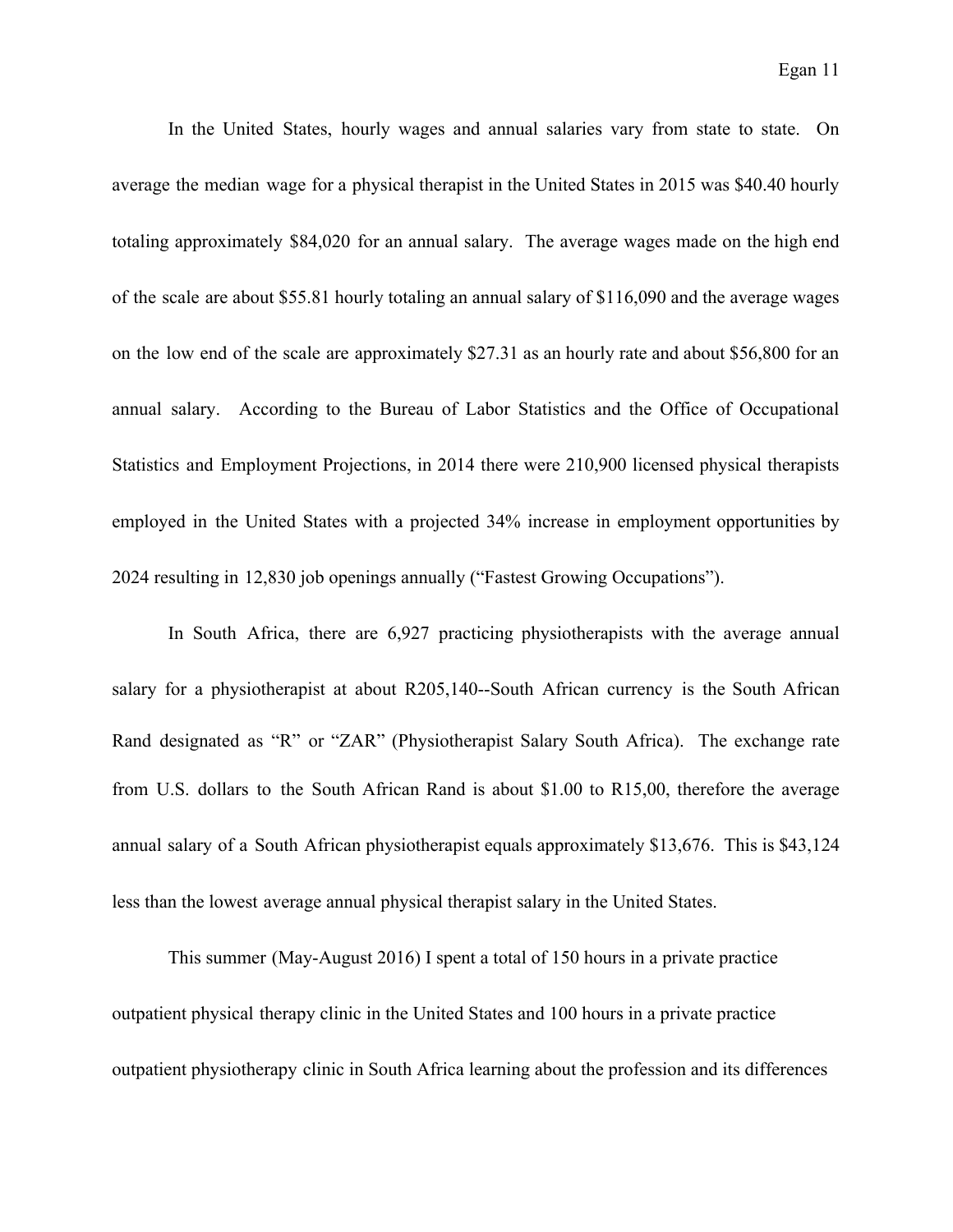In the United States, hourly wages and annual salaries vary from state to state. On average the median wage for a physical therapist in the United States in 2015 was $40.40 hourly totaling approximately $84,020 for an annual salary. The average wages made on the high end of the scale are about $55.81 hourly totaling an annual salary of $116,090 and the average wages on the low end of the scale are approximately $27.31 as an hourly rate and about $56,800 for an annual salary. According to the Bureau of Labor Statistics and the Office of Occupational Statistics and Employment Projections, in 2014 there were 210,900 licensed physical therapists employed in the United States with a projected 34% increase in employment opportunities by 2024 resulting in 12,830 job openings annually ("Fastest Growing Occupations").

In South Africa, there are 6,927 practicing physiotherapists with the average annual salary for a physiotherapist at about R205,140--South African currency is the South African Rand designated as "R" or "ZAR" (Physiotherapist Salary South Africa). The exchange rate from U.S. dollars to the South African Rand is about $1.00 to R15,00, therefore the average annual salary of a South African physiotherapist equals approximately $13,676. This is $43,124 less than the lowest average annual physical therapist salary in the United States.

This summer (May-August 2016) I spent a total of 150 hours in a private practice outpatient physical therapy clinic in the United States and 100 hours in a private practice outpatient physiotherapy clinic in South Africa learning about the profession and its differences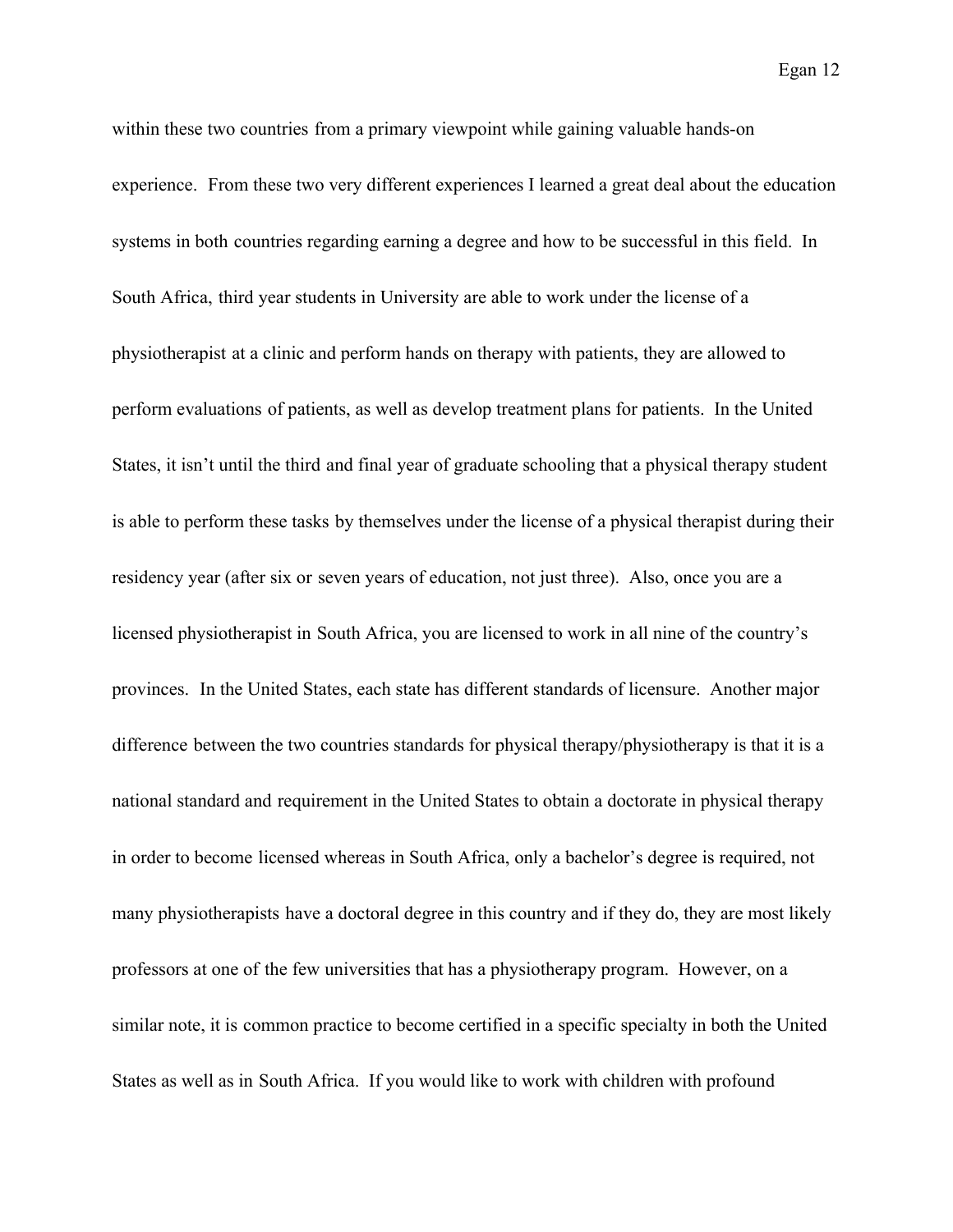within these two countries from a primary viewpoint while gaining valuable hands-on experience. From these two very different experiences I learned a great deal about the education systems in both countries regarding earning a degree and how to be successful in this field. In South Africa, third year students in University are able to work under the license of a physiotherapist at a clinic and perform hands on therapy with patients, they are allowed to perform evaluations of patients, as well as develop treatment plans for patients. In the United States, it isn't until the third and final year of graduate schooling that a physical therapy student is able to perform these tasks by themselves under the license of a physical therapist during their residency year (after six or seven years of education, not just three). Also, once you are a licensed physiotherapist in South Africa, you are licensed to work in all nine of the country's provinces. In the United States, each state has different standards of licensure. Another major difference between the two countries standards for physical therapy/physiotherapy is that it is a national standard and requirement in the United States to obtain a doctorate in physical therapy in order to become licensed whereas in South Africa, only a bachelor's degree is required, not many physiotherapists have a doctoral degree in this country and if they do, they are most likely professors at one of the few universities that has a physiotherapy program. However, on a similar note, it is common practice to become certified in a specific specialty in both the United States as well as in South Africa. If you would like to work with children with profound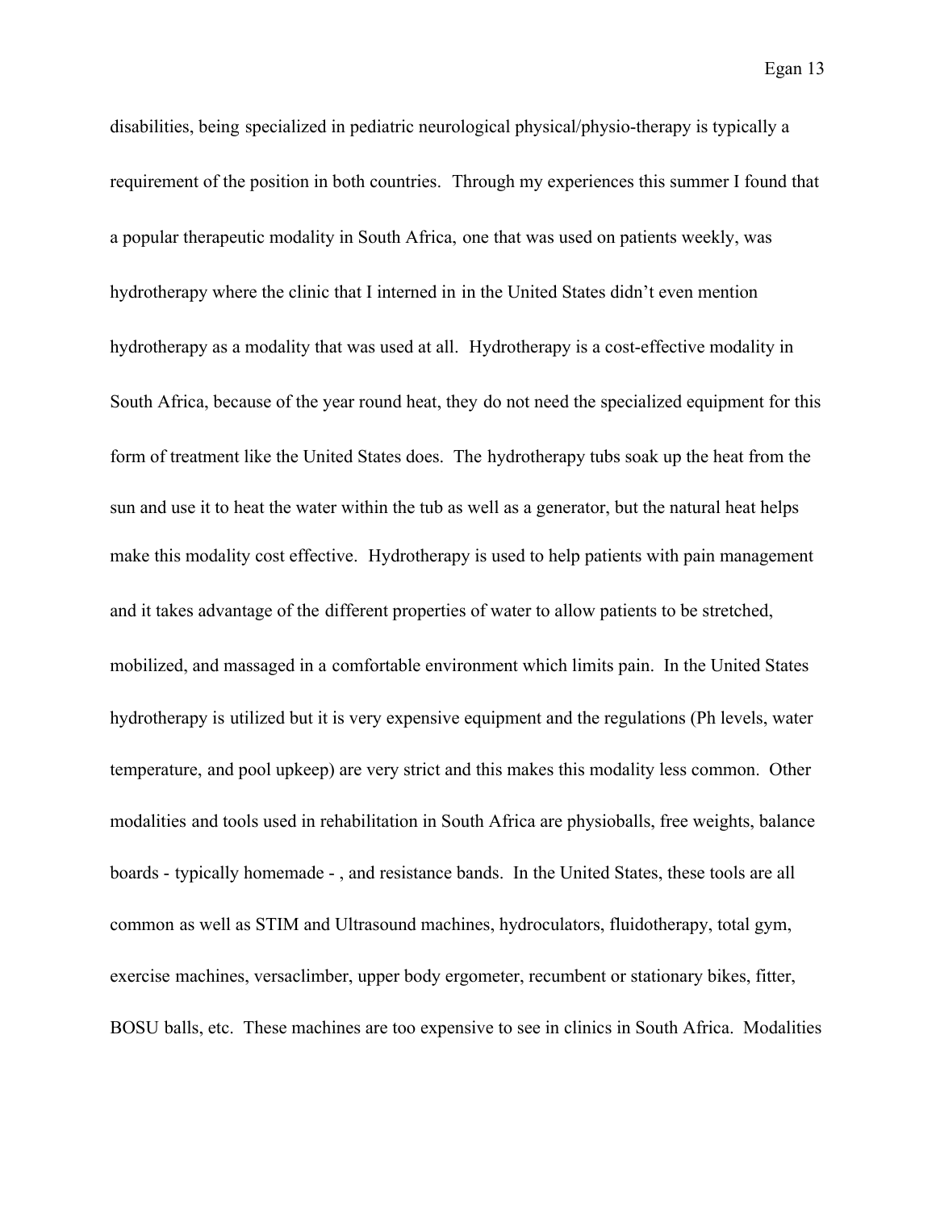disabilities, being specialized in pediatric neurological physical/physio-therapy is typically a requirement of the position in both countries. Through my experiences this summer I found that a popular therapeutic modality in South Africa, one that was used on patients weekly, was hydrotherapy where the clinic that I interned in in the United States didn't even mention hydrotherapy as a modality that was used at all. Hydrotherapy is a cost-effective modality in South Africa, because of the year round heat, they do not need the specialized equipment for this form of treatment like the United States does. The hydrotherapy tubs soak up the heat from the sun and use it to heat the water within the tub as well as a generator, but the natural heat helps make this modality cost effective. Hydrotherapy is used to help patients with pain management and it takes advantage of the different properties of water to allow patients to be stretched, mobilized, and massaged in a comfortable environment which limits pain. In the United States hydrotherapy is utilized but it is very expensive equipment and the regulations (Ph levels, water temperature, and pool upkeep) are very strict and this makes this modality less common. Other modalities and tools used in rehabilitation in South Africa are physioballs, free weights, balance boards - typically homemade - , and resistance bands. In the United States, these tools are all common as well as STIM and Ultrasound machines, hydroculators, fluidotherapy, total gym, exercise machines, versaclimber, upper body ergometer, recumbent or stationary bikes, fitter, BOSU balls, etc. These machines are too expensive to see in clinics in South Africa. Modalities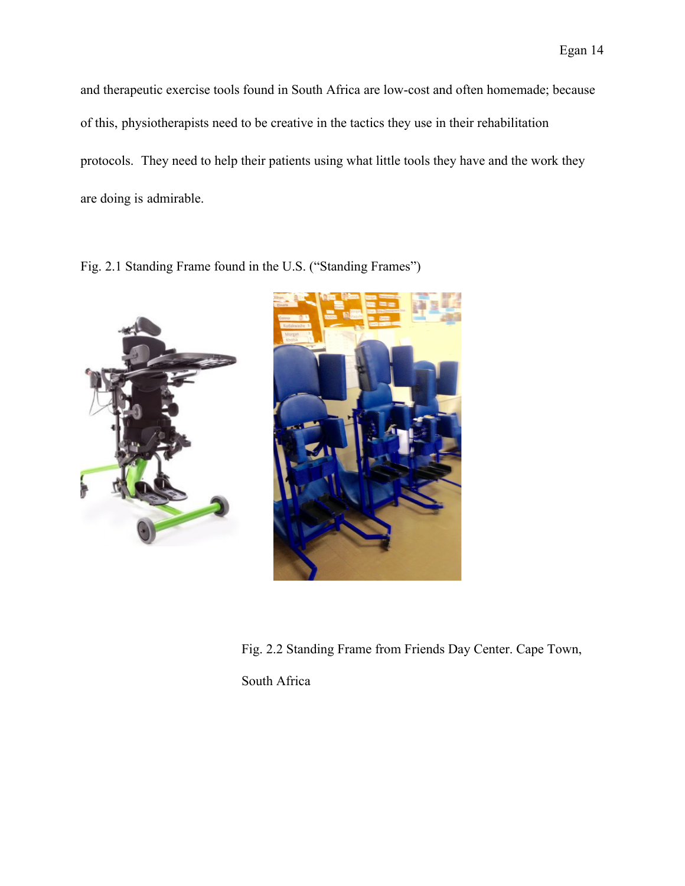and therapeutic exercise tools found in South Africa are low-cost and often homemade; because of this, physiotherapists need to be creative in the tactics they use in their rehabilitation protocols. They need to help their patients using what little tools they have and the work they are doing is admirable.

Fig. 2.1 Standing Frame found in the U.S. ("Standing Frames")

Fig. 2.2 Standing Frame from Friends Day Center. Cape Town, South Africa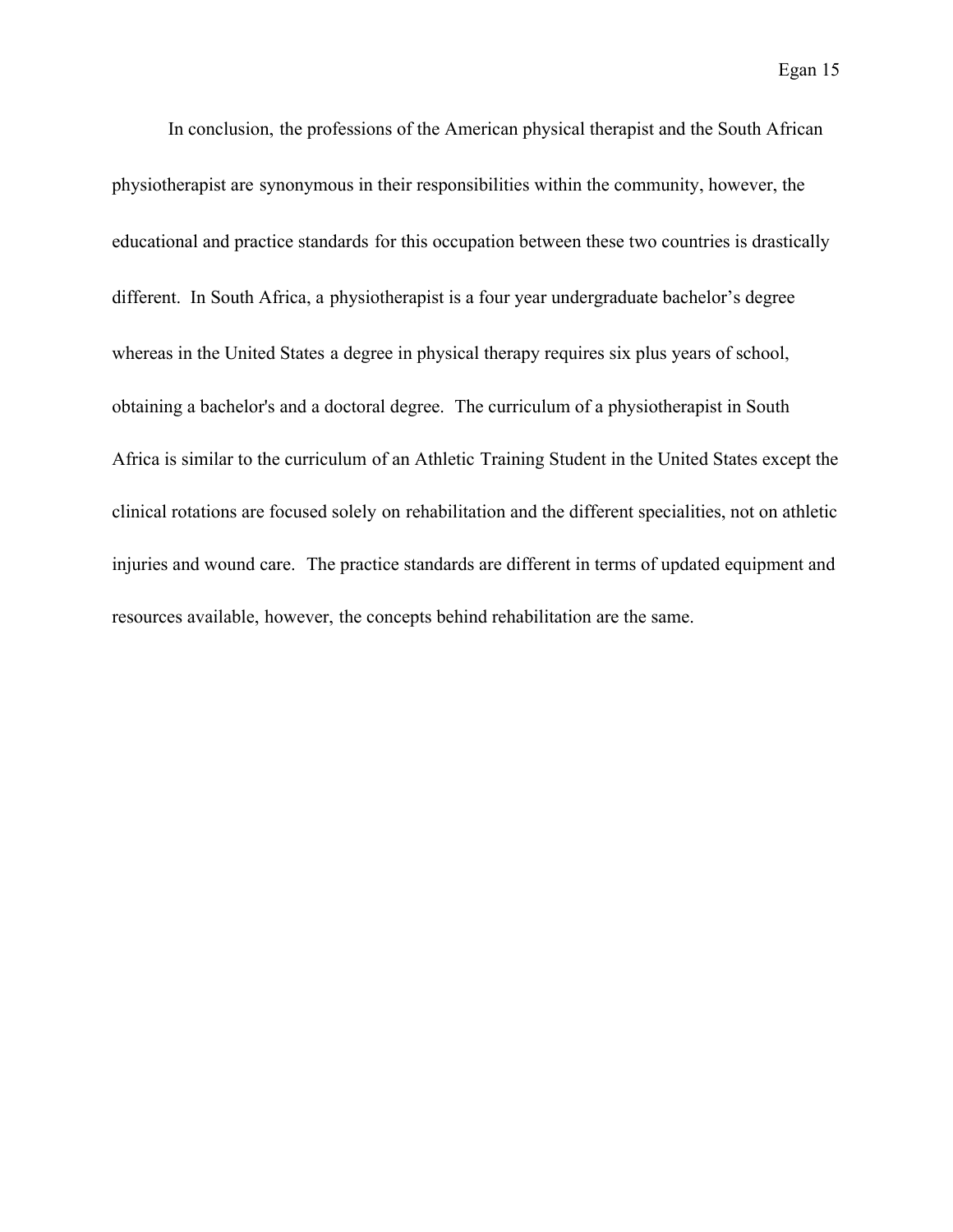In conclusion, the professions of the American physical therapist and the South African physiotherapist are synonymous in their responsibilities within the community, however, the educational and practice standards for this occupation between these two countries is drastically different. In South Africa, a physiotherapist is a four year undergraduate bachelor's degree whereas in the United States a degree in physical therapy requires six plus years of school, obtaining a bachelor's and a doctoral degree. The curriculum of a physiotherapist in South Africa is similar to the curriculum of an Athletic Training Student in the United States except the clinical rotations are focused solely on rehabilitation and the different specialities, not on athletic injuries and wound care. The practice standards are different in terms of updated equipment and resources available, however, the concepts behind rehabilitation are the same.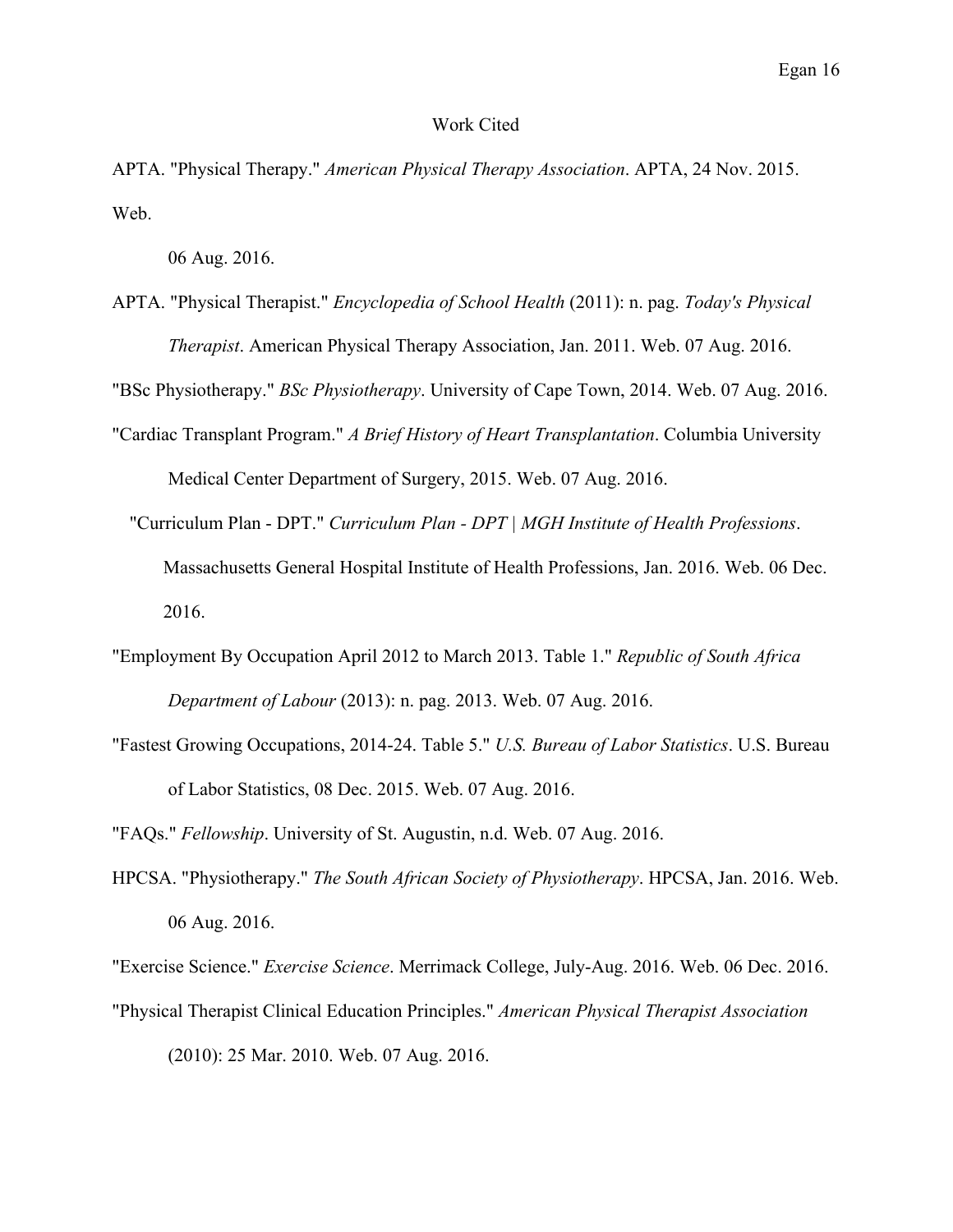# Work Cited

APTA. "Physical Therapy." *American Physical Therapy Association*. APTA, 24 Nov. 2015. Web.

06 Aug. 2016.

APTA. "Physical Therapist." *Encyclopedia of School Health* (2011): n. pag. *Today's Physical Therapist*. American Physical Therapy Association, Jan. 2011. Web. 07 Aug. 2016.

"BSc Physiotherapy." *BSc Physiotherapy*. University of Cape Town, 2014. Web. 07 Aug. 2016.

"Cardiac Transplant Program." *A Brief History of Heart Transplantation*. Columbia University Medical Center Department of Surgery, 2015. Web. 07 Aug. 2016.

"Curriculum Plan - DPT." *Curriculum Plan - DPT | MGH Institute of Health Professions*. Massachusetts General Hospital Institute of Health Professions, Jan. 2016. Web. 06 Dec. 2016.

"Employment By Occupation April 2012 to March 2013. Table 1." *Republic of South Africa Department of Labour* (2013): n. pag. 2013. Web. 07 Aug. 2016.

"Fastest Growing Occupations, 2014-24. Table 5." *U.S. Bureau of Labor Statistics*. U.S. Bureau of Labor Statistics, 08 Dec. 2015. Web. 07 Aug. 2016.

"FAQs." *Fellowship*. University of St. Augustin, n.d. Web. 07 Aug. 2016.

HPCSA. "Physiotherapy." *The South African Society of Physiotherapy*. HPCSA, Jan. 2016. Web. 06 Aug. 2016.

"Exercise Science." *Exercise Science*. Merrimack College, July-Aug. 2016. Web. 06 Dec. 2016.

"Physical Therapist Clinical Education Principles." *American Physical Therapist Association* (2010): 25 Mar. 2010. Web. 07 Aug. 2016.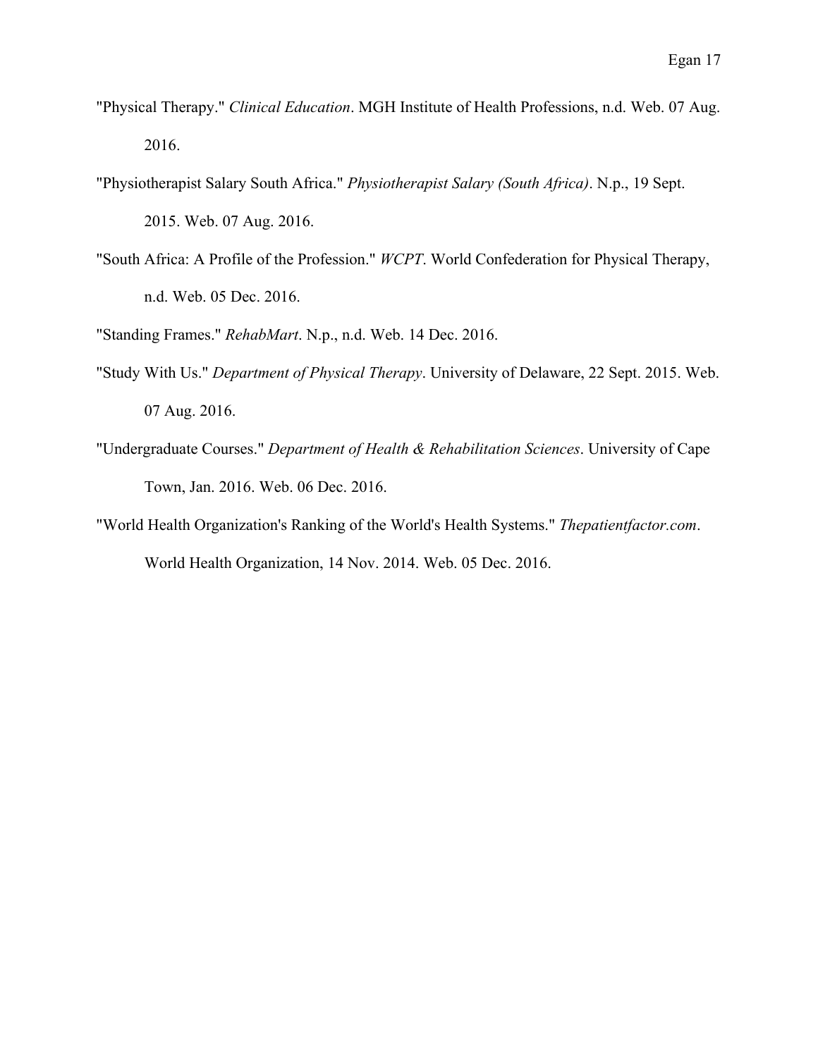"Physical Therapy." *Clinical Education*. MGH Institute of Health Professions, n.d. Web. 07 Aug. 2016.

"Physiotherapist Salary South Africa." *Physiotherapist Salary (South Africa)*. N.p., 19 Sept. 2015. Web. 07 Aug. 2016.

"South Africa: A Profile of the Profession." *WCPT*. World Confederation for Physical Therapy, n.d. Web. 05 Dec. 2016.

"Standing Frames." *RehabMart*. N.p., n.d. Web. 14 Dec. 2016.

"Study With Us." *Department of Physical Therapy*. University of Delaware, 22 Sept. 2015. Web. 07 Aug. 2016.

"Undergraduate Courses." *Department of Health & Rehabilitation Sciences*. University of Cape Town, Jan. 2016. Web. 06 Dec. 2016.

"World Health Organization's Ranking of the World's Health Systems." *Thepatientfactor.com*. World Health Organization, 14 Nov. 2014. Web. 05 Dec. 2016.